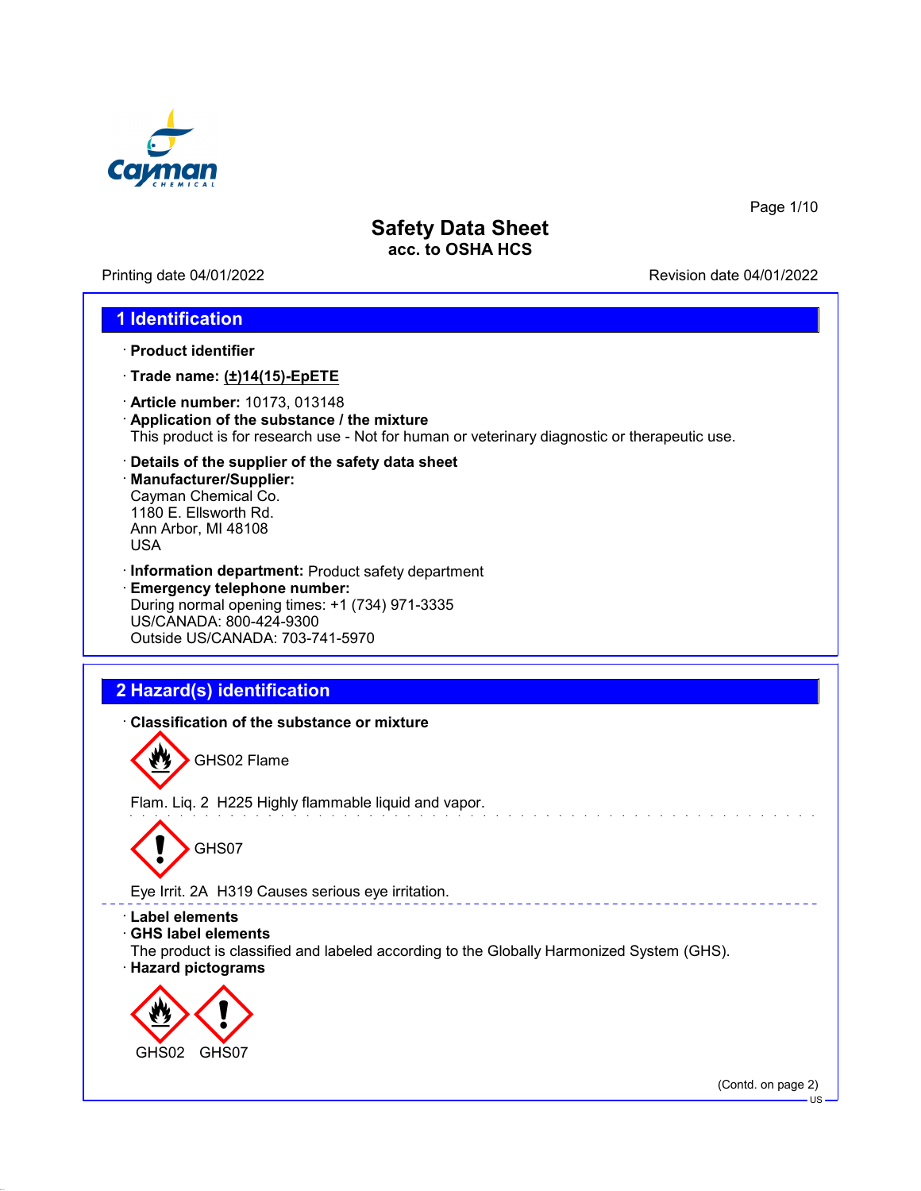# Safety Data Sheet
**acc. to OSHA HCS**

Printing date 04/01/2022 Revision date 04/01/2022

## 1 Identification

· **Product identifier**

· **Trade name: (±)14(15)-EpETE**

· **Article number:** 10173, 013148

· **Application of the substance / the mixture**
This product is for research use - Not for human or veterinary diagnostic or therapeutic use.

· **Details of the supplier of the safety data sheet**

· **Manufacturer/Supplier:**
Cayman Chemical Co.
1180 E. Ellsworth Rd.
Ann Arbor, MI 48108
USA

· **Information department:** Product safety department

· **Emergency telephone number:**
During normal opening times: +1 (734) 971-3335
US/CANADA: 800-424-9300
Outside US/CANADA: 703-741-5970

## 2 Hazard(s) identification

· **Classification of the substance or mixture**

GHS02 Flame

Flam. Liq. 2 H225 Highly flammable liquid and vapor.

GHS07

Eye Irrit. 2A H319 Causes serious eye irritation.

· **Label elements**

· **GHS label elements**
The product is classified and labeled according to the Globally Harmonized System (GHS).

· **Hazard pictograms**

GHS02 GHS07

(Contd. on page 2)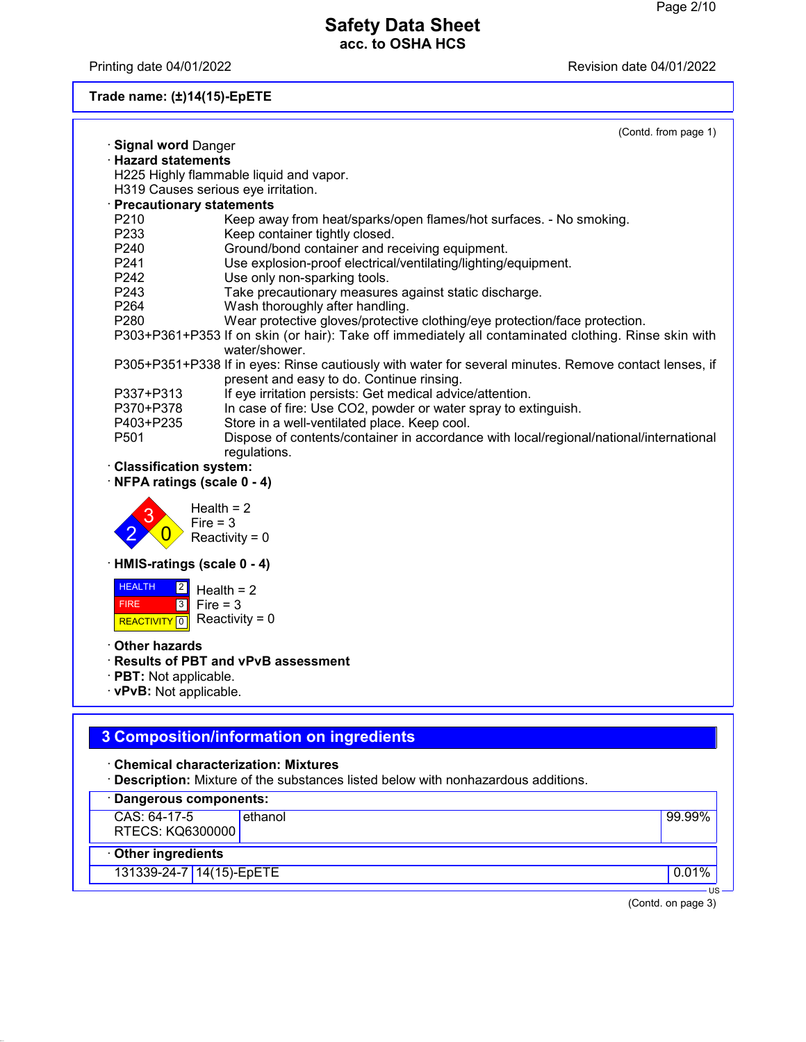**Safety Data Sheet**
**acc. to OSHA HCS**

Printing date 04/01/2022 Revision date 04/01/2022

**Trade name: (±)14(15)-EpETE**

(Contd. from page 1)

· **Signal word** Danger

· **Hazard statements**

H225 Highly flammable liquid and vapor.
H319 Causes serious eye irritation.

· **Precautionary statements**

| | |
|---|---|
| P210 | Keep away from heat/sparks/open flames/hot surfaces. - No smoking. |
| P233 | Keep container tightly closed. |
| P240 | Ground/bond container and receiving equipment. |
| P241 | Use explosion-proof electrical/ventilating/lighting/equipment. |
| P242 | Use only non-sparking tools. |
| P243 | Take precautionary measures against static discharge. |
| P264 | Wash thoroughly after handling. |
| P280 | Wear protective gloves/protective clothing/eye protection/face protection. |
| P303+P361+P353 | If on skin (or hair): Take off immediately all contaminated clothing. Rinse skin with water/shower. |
| P305+P351+P338 | If in eyes: Rinse cautiously with water for several minutes. Remove contact lenses, if present and easy to do. Continue rinsing. |
| P337+P313 | If eye irritation persists: Get medical advice/attention. |
| P370+P378 | In case of fire: Use CO2, powder or water spray to extinguish. |
| P403+P235 | Store in a well-ventilated place. Keep cool. |
| P501 | Dispose of contents/container in accordance with local/regional/national/international regulations. |

· **Classification system:**

· **NFPA ratings (scale 0 - 4)**

Health = 2
Fire = 3
Reactivity = 0

· **HMIS-ratings (scale 0 - 4)**

| | |
|---|---|
| HEALTH | 2 |
| FIRE | 3 |
| REACTIVITY | 0 |

Health = 2
Fire = 3
Reactivity = 0

· **Other hazards**

· **Results of PBT and vPvB assessment**

· **PBT:** Not applicable.

· **vPvB:** Not applicable.

## 3 Composition/information on ingredients

· **Chemical characterization: Mixtures**

· **Description:** Mixture of the substances listed below with nonhazardous additions.

· **Dangerous components:**

| | | |
|---|---|---|
| CAS: 64-17-5<br>RTECS: KQ6300000 | ethanol | 99.99% |

· **Other ingredients**

| | | |
|---|---|---|
| 131339-24-7 | 14(15)-EpETE | 0.01% |

(Contd. on page 3)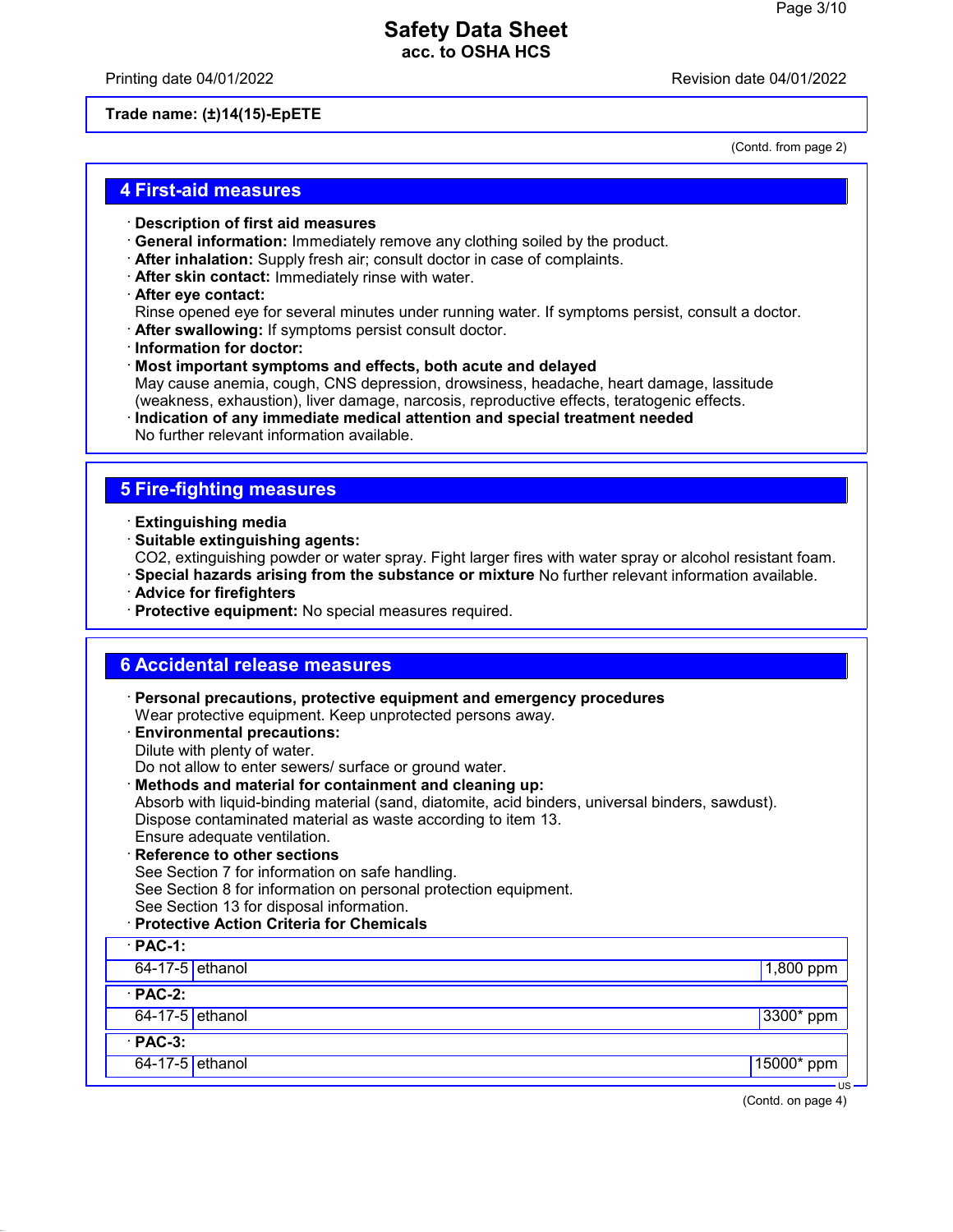Trade name: **(±)14(15)-EpETE**

(Contd. from page 2)

## 4 First-aid measures

- **Description of first aid measures**
- **General information:** Immediately remove any clothing soiled by the product.
- **After inhalation:** Supply fresh air; consult doctor in case of complaints.
- **After skin contact:** Immediately rinse with water.
- **After eye contact:**
  Rinse opened eye for several minutes under running water. If symptoms persist, consult a doctor.
- **After swallowing:** If symptoms persist consult doctor.
- **Information for doctor:**
- **Most important symptoms and effects, both acute and delayed**
  May cause anemia, cough, CNS depression, drowsiness, headache, heart damage, lassitude (weakness, exhaustion), liver damage, narcosis, reproductive effects, teratogenic effects.
- **Indication of any immediate medical attention and special treatment needed**
  No further relevant information available.

## 5 Fire-fighting measures

- **Extinguishing media**
- **Suitable extinguishing agents:**
  $CO_2$, extinguishing powder or water spray. Fight larger fires with water spray or alcohol resistant foam.
- **Special hazards arising from the substance or mixture** No further relevant information available.
- **Advice for firefighters**
- **Protective equipment:** No special measures required.

## 6 Accidental release measures

- **Personal precautions, protective equipment and emergency procedures**
  Wear protective equipment. Keep unprotected persons away.
- **Environmental precautions:**
  Dilute with plenty of water.
  Do not allow to enter sewers/ surface or ground water.
- **Methods and material for containment and cleaning up:**
  Absorb with liquid-binding material (sand, diatomite, acid binders, universal binders, sawdust).
  Dispose contaminated material as waste according to item 13.
  Ensure adequate ventilation.
- **Reference to other sections**
  See Section 7 for information on safe handling.
  See Section 8 for information on personal protection equipment.
  See Section 13 for disposal information.
- **Protective Action Criteria for Chemicals**

| | | |
|---|---|---|
| **PAC-1:** | | |
| 64-17-5 | ethanol | 1,800 ppm |
| **PAC-2:** | | |
| 64-17-5 | ethanol | 3300* ppm |
| **PAC-3:** | | |
| 64-17-5 | ethanol | 15000* ppm |

(Contd. on page 4)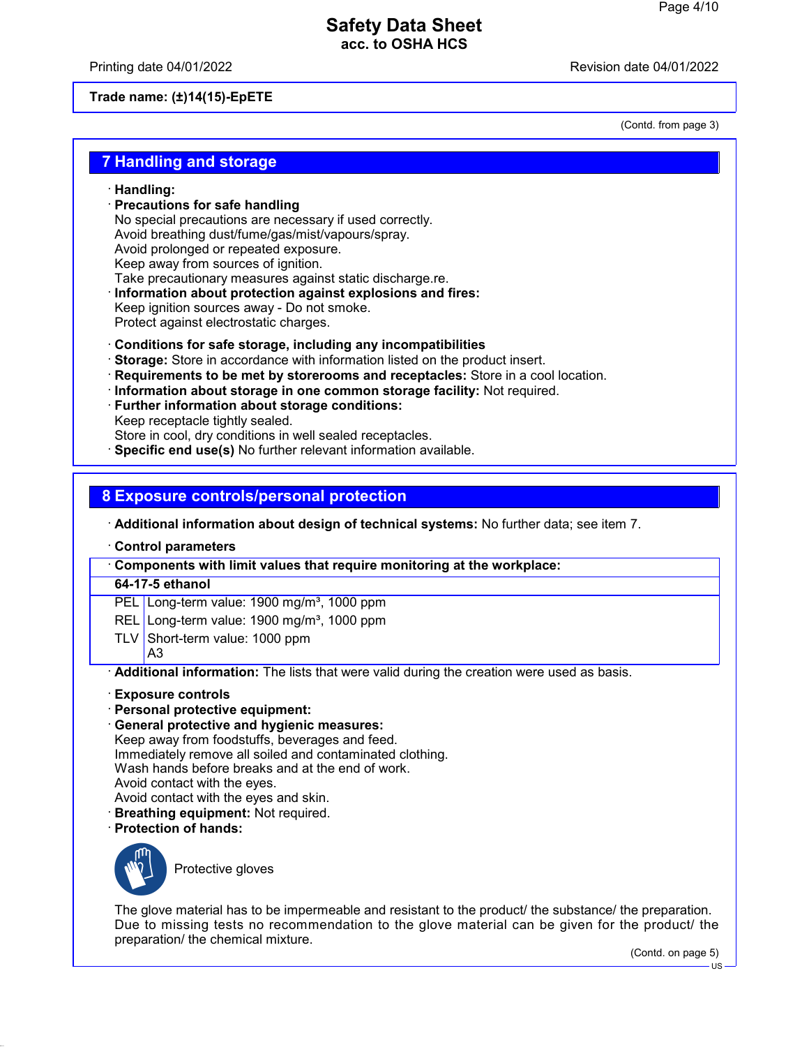## 7 Handling and storage

· **Handling:**
· **Precautions for safe handling**
No special precautions are necessary if used correctly.
Avoid breathing dust/fume/gas/mist/vapours/spray.
Avoid prolonged or repeated exposure.
Keep away from sources of ignition.
Take precautionary measures against static discharge.re.
· **Information about protection against explosions and fires:**
Keep ignition sources away - Do not smoke.
Protect against electrostatic charges.

· **Conditions for safe storage, including any incompatibilities**
· **Storage:** Store in accordance with information listed on the product insert.
· **Requirements to be met by storerooms and receptacles:** Store in a cool location.
· **Information about storage in one common storage facility:** Not required.
· **Further information about storage conditions:**
Keep receptacle tightly sealed.
Store in cool, dry conditions in well sealed receptacles.
· **Specific end use(s)** No further relevant information available.

## 8 Exposure controls/personal protection

· **Additional information about design of technical systems:** No further data; see item 7.

· **Control parameters**

| · Components with limit values that require monitoring at the workplace: | |
|---|---|
| **64-17-5 ethanol** | |
| PEL | Long-term value: 1900 mg/m³, 1000 ppm |
| REL | Long-term value: 1900 mg/m³, 1000 ppm |
| TLV | Short-term value: 1000 ppm<br>A3 |

· **Additional information:** The lists that were valid during the creation were used as basis.

· **Exposure controls**
· **Personal protective equipment:**
· **General protective and hygienic measures:**
Keep away from foodstuffs, beverages and feed.
Immediately remove all soiled and contaminated clothing.
Wash hands before breaks and at the end of work.
Avoid contact with the eyes.
Avoid contact with the eyes and skin.
· **Breathing equipment:** Not required.
· **Protection of hands:**

Protective gloves

The glove material has to be impermeable and resistant to the product/ the substance/ the preparation.
Due to missing tests no recommendation to the glove material can be given for the product/ the preparation/ the chemical mixture.

(Contd. on page 5)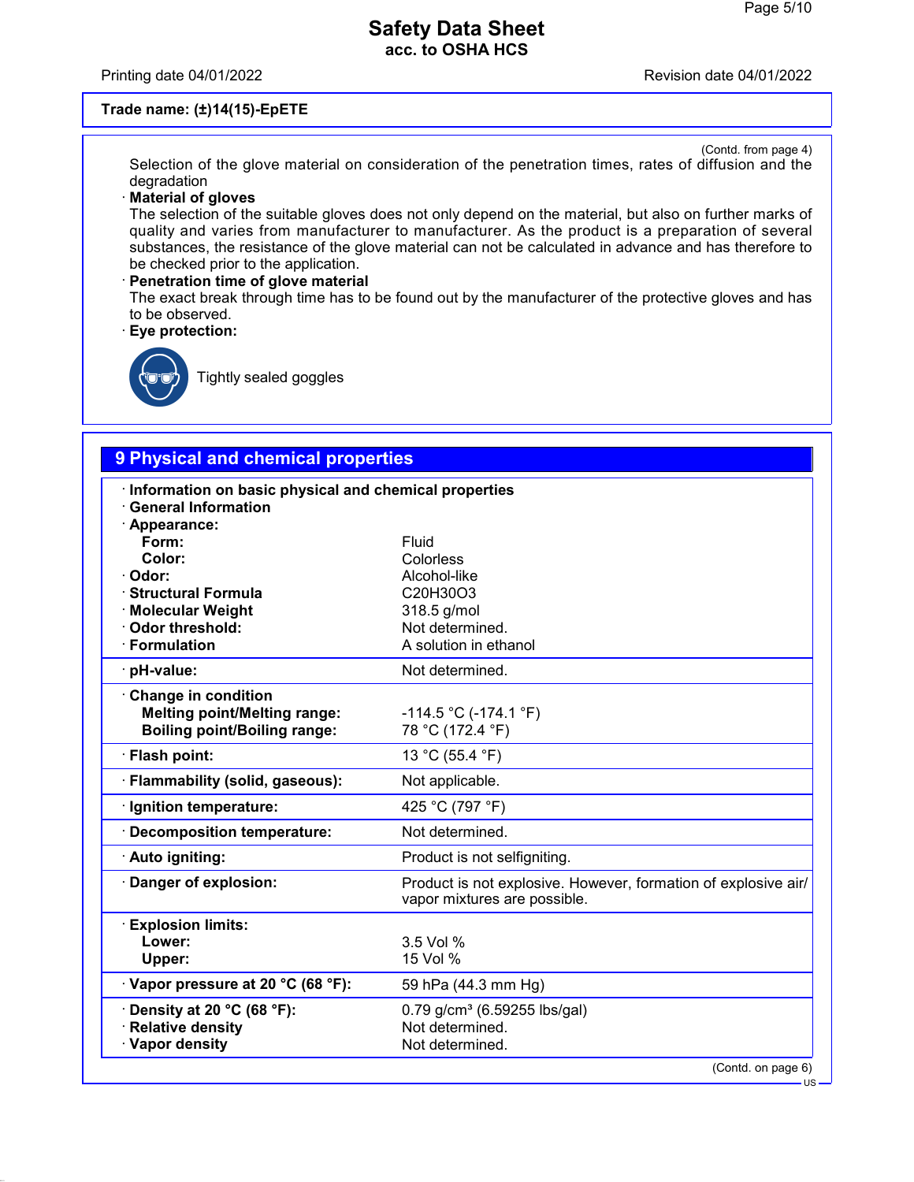(Contd. from page 4)

Selection of the glove material on consideration of the penetration times, rates of diffusion and the degradation

· **Material of gloves**

The selection of the suitable gloves does not only depend on the material, but also on further marks of quality and varies from manufacturer to manufacturer. As the product is a preparation of several substances, the resistance of the glove material can not be calculated in advance and has therefore to be checked prior to the application.

· **Penetration time of glove material**

The exact break through time has to be found out by the manufacturer of the protective gloves and has to be observed.

· **Eye protection:**

Tightly sealed goggles

## 9 Physical and chemical properties

· **Information on basic physical and chemical properties**

· **General Information**

· **Appearance:**

| | |
|---|---|
| **Form:** | Fluid |
| **Color:** | Colorless |
| · **Odor:** | Alcohol-like |
| · **Structural Formula** | $C_{20}H_{30}O_3$ |
| · **Molecular Weight** | 318.5 g/mol |
| · **Odor threshold:** | Not determined. |
| · **Formulation** | A solution in ethanol |
| · **pH-value:** | Not determined. |
| · **Change in condition** | |
| **Melting point/Melting range:** | -114.5 °C (-174.1 °F) |
| **Boiling point/Boiling range:** | 78 °C (172.4 °F) |
| · **Flash point:** | 13 °C (55.4 °F) |
| · **Flammability (solid, gaseous):** | Not applicable. |
| · **Ignition temperature:** | 425 °C (797 °F) |
| · **Decomposition temperature:** | Not determined. |
| · **Auto igniting:** | Product is not selfigniting. |
| · **Danger of explosion:** | Product is not explosive. However, formation of explosive air/vapor mixtures are possible. |
| · **Explosion limits:** | |
| **Lower:** | 3.5 Vol % |
| **Upper:** | 15 Vol % |
| · **Vapor pressure at 20 °C (68 °F):** | 59 hPa (44.3 mm Hg) |
| · **Density at 20 °C (68 °F):** | 0.79 g/cm³ (6.59255 lbs/gal) |
| · **Relative density** | Not determined. |
| · **Vapor density** | Not determined. |

(Contd. on page 6)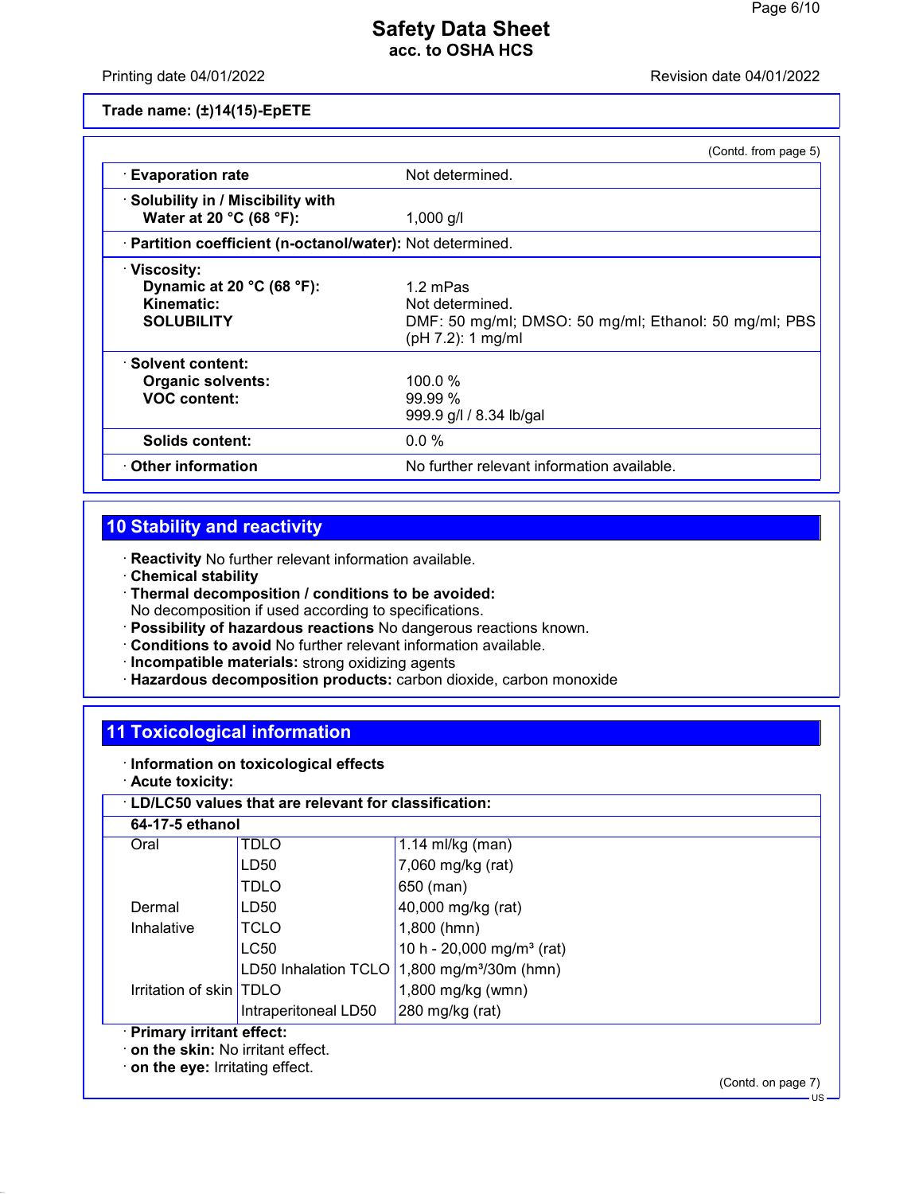**Trade name: (±)14(15)-EpETE**

(Contd. from page 5)

| | |
|---|---|
| · **Evaporation rate** | Not determined. |
| · **Solubility in / Miscibility with Water at 20 °C (68 °F):** | 1,000 g/l |
| · **Partition coefficient (n-octanol/water):** | Not determined. |
| · **Viscosity:** | |
| **Dynamic at 20 °C (68 °F):** | 1.2 mPas |
| **Kinematic:** | Not determined. |
| **SOLUBILITY** | DMF: 50 mg/ml; DMSO: 50 mg/ml; Ethanol: 50 mg/ml; PBS (pH 7.2): 1 mg/ml |
| · **Solvent content:** | |
| **Organic solvents:** | 100.0 % |
| **VOC content:** | 99.99 % |
| | 999.9 g/l / 8.34 lb/gal |
| **Solids content:** | 0.0 % |
| · **Other information** | No further relevant information available. |

## 10 Stability and reactivity

· **Reactivity** No further relevant information available.
· **Chemical stability**
· **Thermal decomposition / conditions to be avoided:**
No decomposition if used according to specifications.
· **Possibility of hazardous reactions** No dangerous reactions known.
· **Conditions to avoid** No further relevant information available.
· **Incompatible materials:** strong oxidizing agents
· **Hazardous decomposition products:** carbon dioxide, carbon monoxide

## 11 Toxicological information

· **Information on toxicological effects**
· **Acute toxicity:**

· **LD/LC50 values that are relevant for classification:**

| **64-17-5 ethanol** | | |
|---|---|---|
| Oral | TDLO | 1.14 ml/kg (man) |
| | LD50 | 7,060 mg/kg (rat) |
| | TDLO | 650 (man) |
| Dermal | LD50 | 40,000 mg/kg (rat) |
| Inhalative | TCLO | 1,800 (hmn) |
| | LC50 | 10 h - 20,000 mg/m³ (rat) |
| | LD50 Inhalation TCLO | 1,800 mg/m³/30m (hmn) |
| Irritation of skin | TDLO | 1,800 mg/kg (wmn) |
| | Intraperitoneal LD50 | 280 mg/kg (rat) |

· **Primary irritant effect:**
· **on the skin:** No irritant effect.
· **on the eye:** Irritating effect.

(Contd. on page 7)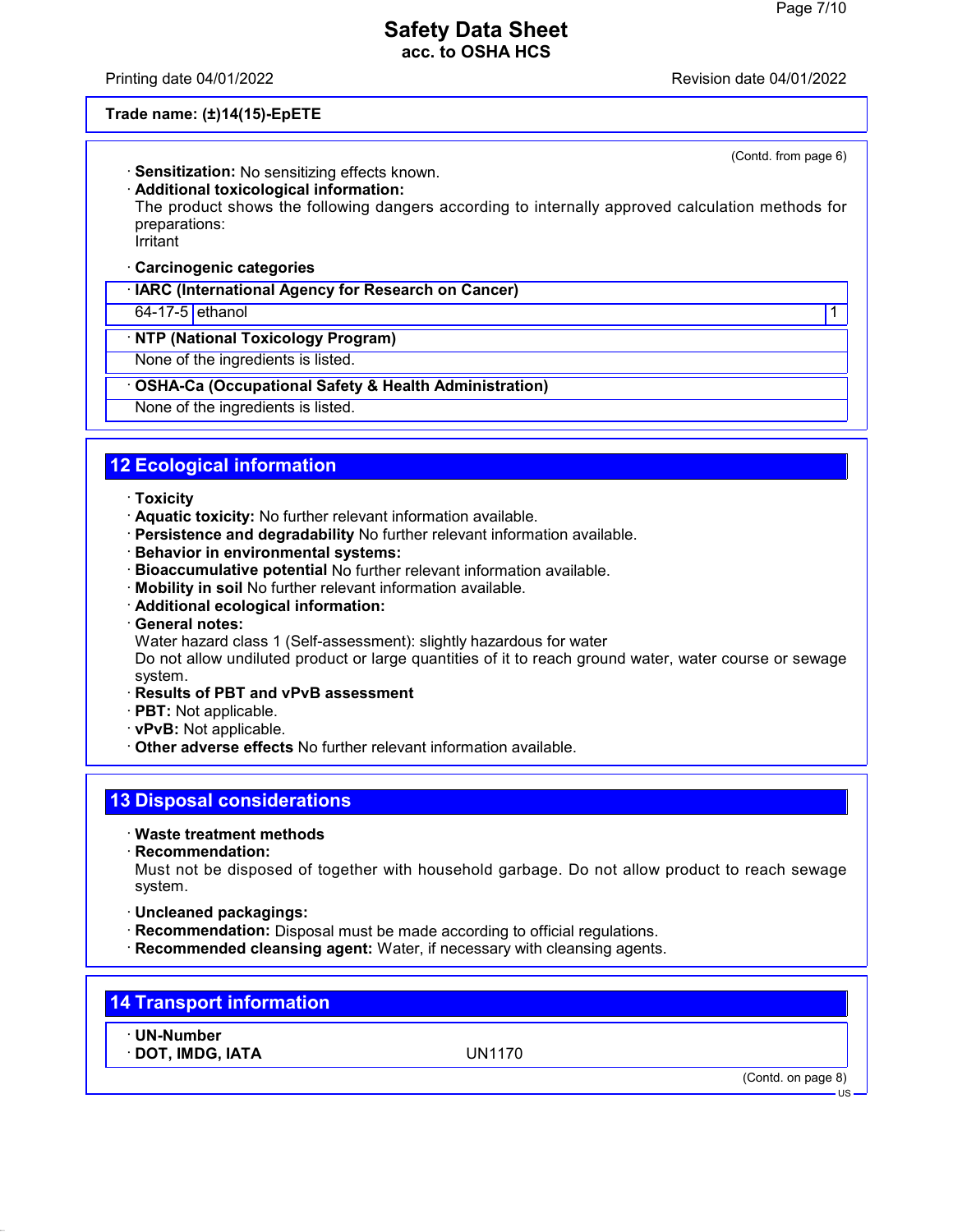Trade name: (±)14(15)-EpETE

(Contd. from page 6)

· **Sensitization:** No sensitizing effects known.
· **Additional toxicological information:**
The product shows the following dangers according to internally approved calculation methods for preparations:
Irritant

· **Carcinogenic categories**

| · **IARC (International Agency for Research on Cancer)** | | |
|---|---|---|
| 64-17-5 | ethanol | 1 |

| · **NTP (National Toxicology Program)** |
|---|
| None of the ingredients is listed. |

| · **OSHA-Ca (Occupational Safety & Health Administration)** |
|---|
| None of the ingredients is listed. |

## 12 Ecological information

· **Toxicity**
· **Aquatic toxicity:** No further relevant information available.
· **Persistence and degradability** No further relevant information available.
· **Behavior in environmental systems:**
· **Bioaccumulative potential** No further relevant information available.
· **Mobility in soil** No further relevant information available.
· **Additional ecological information:**
· **General notes:**
Water hazard class 1 (Self-assessment): slightly hazardous for water
Do not allow undiluted product or large quantities of it to reach ground water, water course or sewage system.
· **Results of PBT and vPvB assessment**
· **PBT:** Not applicable.
· **vPvB:** Not applicable.
· **Other adverse effects** No further relevant information available.

## 13 Disposal considerations

· **Waste treatment methods**
· **Recommendation:**
Must not be disposed of together with household garbage. Do not allow product to reach sewage system.

· **Uncleaned packagings:**
· **Recommendation:** Disposal must be made according to official regulations.
· **Recommended cleansing agent:** Water, if necessary with cleansing agents.

## 14 Transport information

| · **UN-Number** | |
|---|---|
| · **DOT, IMDG, IATA** | UN1170 |

(Contd. on page 8)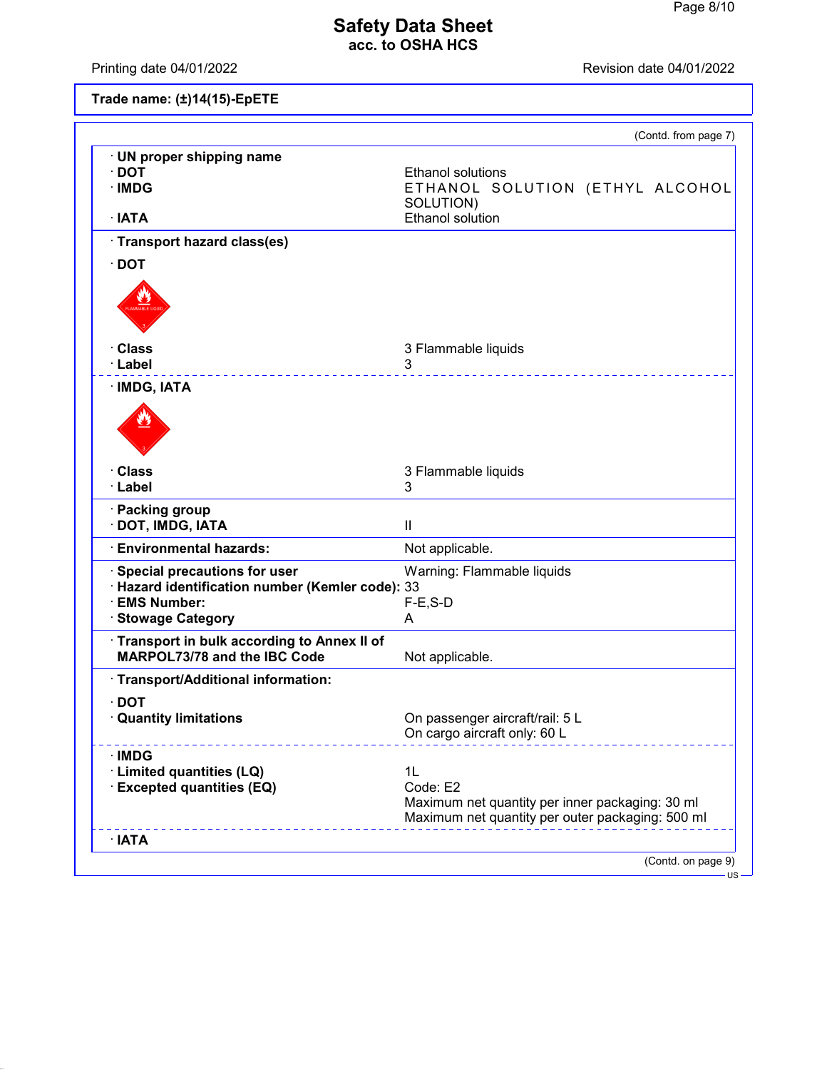Safety Data Sheet
acc. to OSHA HCS

Printing date 04/01/2022 | Revision date 04/01/2022

**Trade name: (±)14(15)-EpETE**

(Contd. from page 7)

| | |
|---|---|
| · **UN proper shipping name** | |
| · **DOT** | Ethanol solutions |
| · **IMDG** | ETHANOL SOLUTION (ETHYL ALCOHOL SOLUTION) |
| · **IATA** | Ethanol solution |
| · **Transport hazard class(es)** | |
| · **DOT** | |
| · **Class** | 3 Flammable liquids |
| · **Label** | 3 |
| · **IMDG, IATA** | |
| · **Class** | 3 Flammable liquids |
| · **Label** | 3 |
| · **Packing group** | |
| · **DOT, IMDG, IATA** | II |
| · **Environmental hazards:** | Not applicable. |
| · **Special precautions for user** | Warning: Flammable liquids |
| · **Hazard identification number (Kemler code):** | 33 |
| · **EMS Number:** | F-E,S-D |
| · **Stowage Category** | A |
| · **Transport in bulk according to Annex II of MARPOL73/78 and the IBC Code** | Not applicable. |
| · **Transport/Additional information:** | |
| · **DOT** | |
| · **Quantity limitations** | On passenger aircraft/rail: 5 L<br>On cargo aircraft only: 60 L |
| · **IMDG** | |
| · **Limited quantities (LQ)** | 1L |
| · **Excepted quantities (EQ)** | Code: E2<br>Maximum net quantity per inner packaging: 30 ml<br>Maximum net quantity per outer packaging: 500 ml |
| · **IATA** | |

(Contd. on page 9)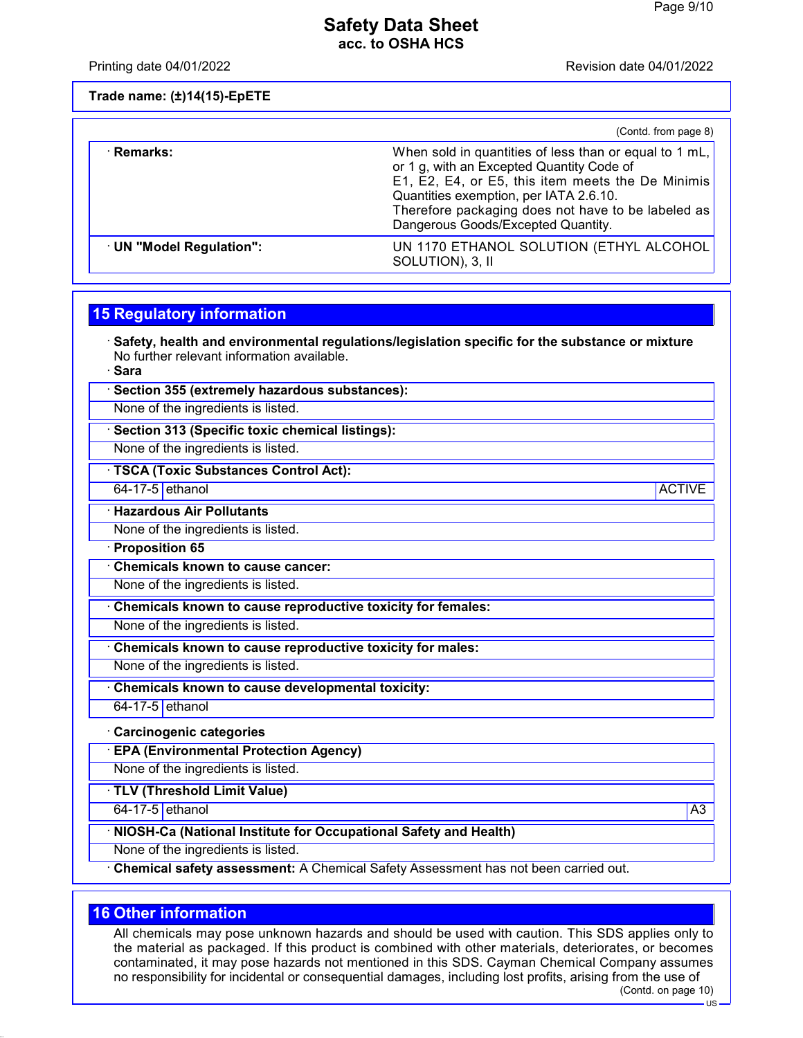(Contd. from page 8)

| | |
|---|---|
| · **Remarks:** | When sold in quantities of less than or equal to 1 mL, or 1 g, with an Excepted Quantity Code of E1, E2, E4, or E5, this item meets the De Minimis Quantities exemption, per IATA 2.6.10. Therefore packaging does not have to be labeled as Dangerous Goods/Excepted Quantity. |
| · **UN "Model Regulation":** | UN 1170 ETHANOL SOLUTION (ETHYL ALCOHOL SOLUTION), 3, II |

## 15 Regulatory information

· **Safety, health and environmental regulations/legislation specific for the substance or mixture**
No further relevant information available.

· **Sara**

· **Section 355 (extremely hazardous substances):**
None of the ingredients is listed.

· **Section 313 (Specific toxic chemical listings):**
None of the ingredients is listed.

· **TSCA (Toxic Substances Control Act):**

| | | |
|---|---|---|
| 64-17-5 | ethanol | ACTIVE |

· **Hazardous Air Pollutants**
None of the ingredients is listed.

· **Proposition 65**

· **Chemicals known to cause cancer:**
None of the ingredients is listed.

· **Chemicals known to cause reproductive toxicity for females:**
None of the ingredients is listed.

· **Chemicals known to cause reproductive toxicity for males:**
None of the ingredients is listed.

· **Chemicals known to cause developmental toxicity:**

| | |
|---|---|
| 64-17-5 | ethanol |

· **Carcinogenic categories**

· **EPA (Environmental Protection Agency)**
None of the ingredients is listed.

· **TLV (Threshold Limit Value)**

| | | |
|---|---|---|
| 64-17-5 | ethanol | A3 |

· **NIOSH-Ca (National Institute for Occupational Safety and Health)**
None of the ingredients is listed.

· **Chemical safety assessment:** A Chemical Safety Assessment has not been carried out.

## 16 Other information

All chemicals may pose unknown hazards and should be used with caution. This SDS applies only to the material as packaged. If this product is combined with other materials, deteriorates, or becomes contaminated, it may pose hazards not mentioned in this SDS. Cayman Chemical Company assumes no responsibility for incidental or consequential damages, including lost profits, arising from the use of

(Contd. on page 10)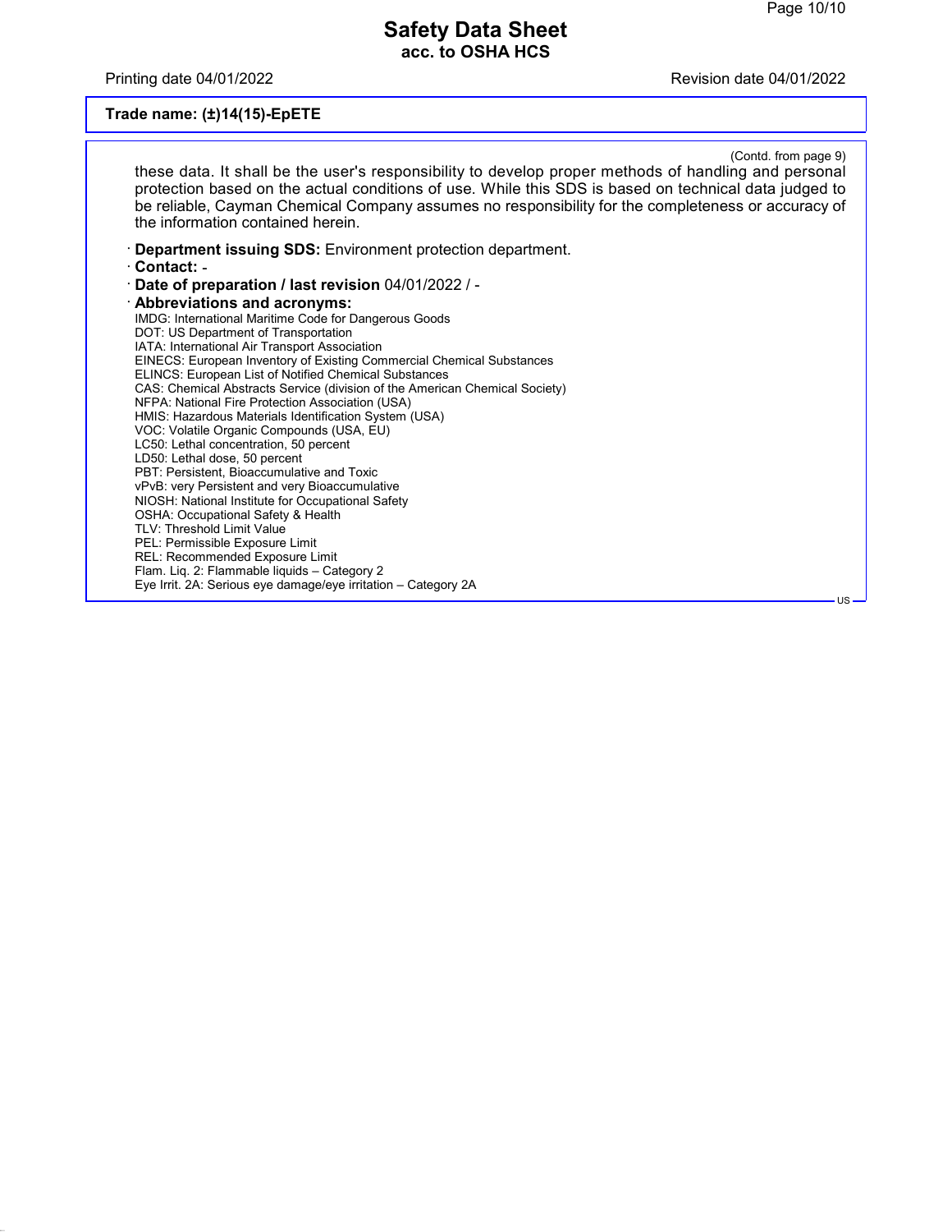(Contd. from page 9)

these data. It shall be the user's responsibility to develop proper methods of handling and personal protection based on the actual conditions of use. While this SDS is based on technical data judged to be reliable, Cayman Chemical Company assumes no responsibility for the completeness or accuracy of the information contained herein.

- **Department issuing SDS:** Environment protection department.
- **Contact:** -
- **Date of preparation / last revision** 04/01/2022 / -
- **Abbreviations and acronyms:**

IMDG: International Maritime Code for Dangerous Goods
DOT: US Department of Transportation
IATA: International Air Transport Association
EINECS: European Inventory of Existing Commercial Chemical Substances
ELINCS: European List of Notified Chemical Substances
CAS: Chemical Abstracts Service (division of the American Chemical Society)
NFPA: National Fire Protection Association (USA)
HMIS: Hazardous Materials Identification System (USA)
VOC: Volatile Organic Compounds (USA, EU)
LC50: Lethal concentration, 50 percent
LD50: Lethal dose, 50 percent
PBT: Persistent, Bioaccumulative and Toxic
vPvB: very Persistent and very Bioaccumulative
NIOSH: National Institute for Occupational Safety
OSHA: Occupational Safety & Health
TLV: Threshold Limit Value
PEL: Permissible Exposure Limit
REL: Recommended Exposure Limit
Flam. Liq. 2: Flammable liquids – Category 2
Eye Irrit. 2A: Serious eye damage/eye irritation – Category 2A